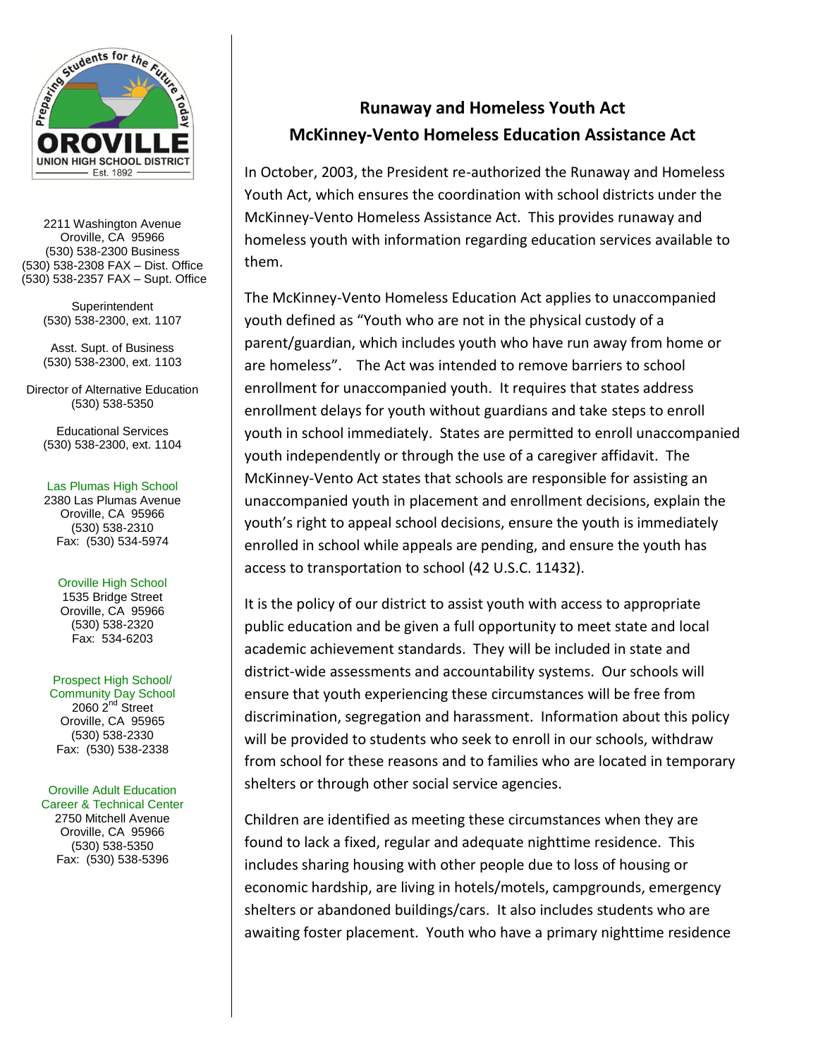OROVILLE UNION HIGH SCHOOL DISTRICT

Preparing Students for the Future Today

Est. 1892

2211 Washington Avenue
Oroville, CA 95966
(530) 538-2300 Business
(530) 538-2308 FAX – Dist. Office
(530) 538-2357 FAX – Supt. Office

Superintendent
(530) 538-2300, ext. 1107

Asst. Supt. of Business
(530) 538-2300, ext. 1103

Director of Alternative Education
(530) 538-5350

Educational Services
(530) 538-2300, ext. 1104

Las Plumas High School
2380 Las Plumas Avenue
Oroville, CA 95966
(530) 538-2310
Fax: (530) 534-5974

Oroville High School
1535 Bridge Street
Oroville, CA 95966
(530) 538-2320
Fax: 534-6203

Prospect High School/
Community Day School
2060 2nd Street
Oroville, CA 95965
(530) 538-2330
Fax: (530) 538-2338

Oroville Adult Education
Career & Technical Center
2750 Mitchell Avenue
Oroville, CA 95966
(530) 538-5350
Fax: (530) 538-5396

## Runaway and Homeless Youth Act
## McKinney-Vento Homeless Education Assistance Act

In October, 2003, the President re-authorized the Runaway and Homeless Youth Act, which ensures the coordination with school districts under the McKinney-Vento Homeless Assistance Act. This provides runaway and homeless youth with information regarding education services available to them.

The McKinney-Vento Homeless Education Act applies to unaccompanied youth defined as "Youth who are not in the physical custody of a parent/guardian, which includes youth who have run away from home or are homeless". The Act was intended to remove barriers to school enrollment for unaccompanied youth. It requires that states address enrollment delays for youth without guardians and take steps to enroll youth in school immediately. States are permitted to enroll unaccompanied youth independently or through the use of a caregiver affidavit. The McKinney-Vento Act states that schools are responsible for assisting an unaccompanied youth in placement and enrollment decisions, explain the youth's right to appeal school decisions, ensure the youth is immediately enrolled in school while appeals are pending, and ensure the youth has access to transportation to school (42 U.S.C. 11432).

It is the policy of our district to assist youth with access to appropriate public education and be given a full opportunity to meet state and local academic achievement standards. They will be included in state and district-wide assessments and accountability systems. Our schools will ensure that youth experiencing these circumstances will be free from discrimination, segregation and harassment. Information about this policy will be provided to students who seek to enroll in our schools, withdraw from school for these reasons and to families who are located in temporary shelters or through other social service agencies.

Children are identified as meeting these circumstances when they are found to lack a fixed, regular and adequate nighttime residence. This includes sharing housing with other people due to loss of housing or economic hardship, are living in hotels/motels, campgrounds, emergency shelters or abandoned buildings/cars. It also includes students who are awaiting foster placement. Youth who have a primary nighttime residence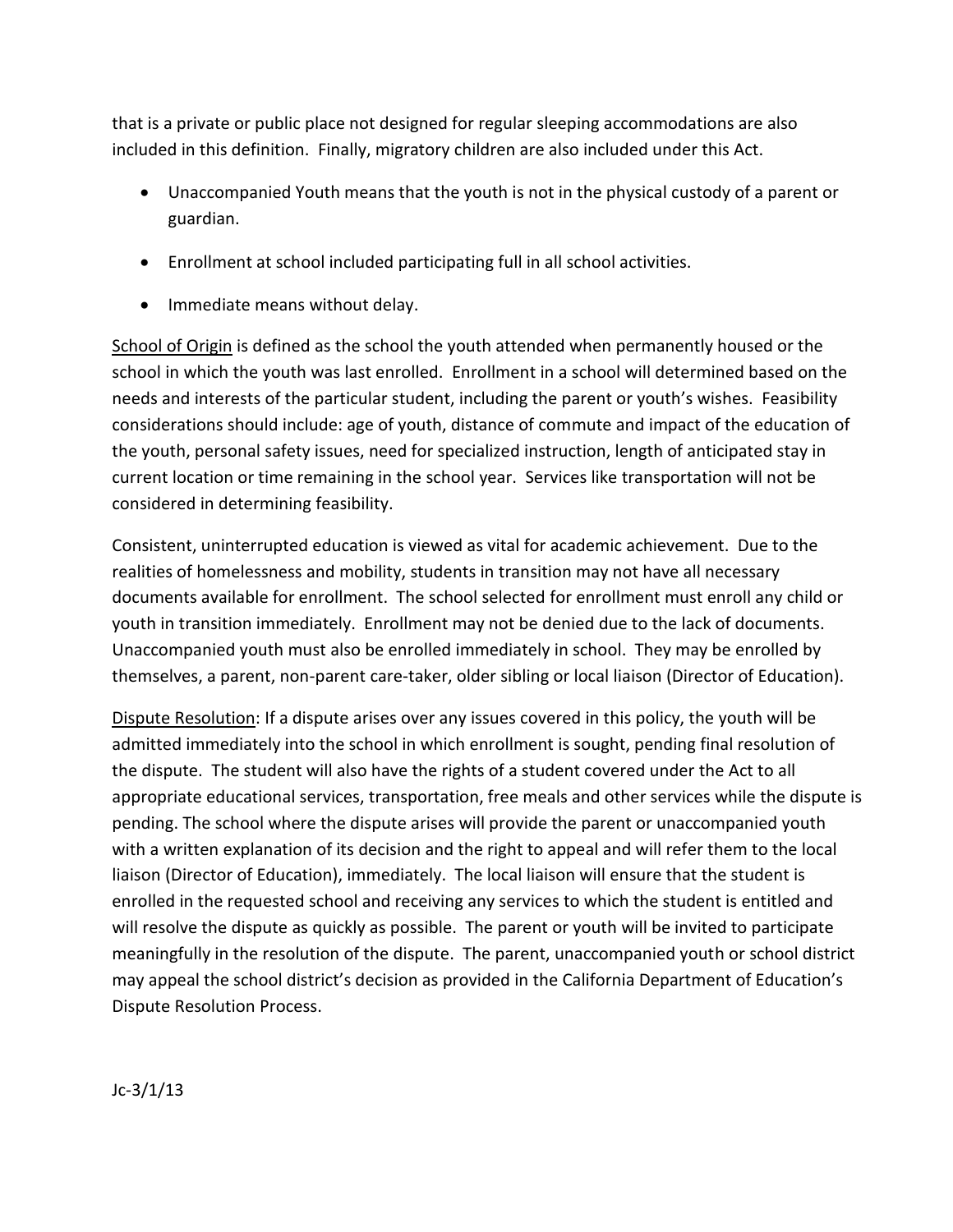that is a private or public place not designed for regular sleeping accommodations are also included in this definition. Finally, migratory children are also included under this Act.

- Unaccompanied Youth means that the youth is not in the physical custody of a parent or guardian.
- Enrollment at school included participating full in all school activities.
- Immediate means without delay.

<u>School of Origin</u> is defined as the school the youth attended when permanently housed or the school in which the youth was last enrolled. Enrollment in a school will determined based on the needs and interests of the particular student, including the parent or youth's wishes. Feasibility considerations should include: age of youth, distance of commute and impact of the education of the youth, personal safety issues, need for specialized instruction, length of anticipated stay in current location or time remaining in the school year. Services like transportation will not be considered in determining feasibility.

Consistent, uninterrupted education is viewed as vital for academic achievement. Due to the realities of homelessness and mobility, students in transition may not have all necessary documents available for enrollment. The school selected for enrollment must enroll any child or youth in transition immediately. Enrollment may not be denied due to the lack of documents. Unaccompanied youth must also be enrolled immediately in school. They may be enrolled by themselves, a parent, non-parent care-taker, older sibling or local liaison (Director of Education).

<u>Dispute Resolution</u>: If a dispute arises over any issues covered in this policy, the youth will be admitted immediately into the school in which enrollment is sought, pending final resolution of the dispute. The student will also have the rights of a student covered under the Act to all appropriate educational services, transportation, free meals and other services while the dispute is pending. The school where the dispute arises will provide the parent or unaccompanied youth with a written explanation of its decision and the right to appeal and will refer them to the local liaison (Director of Education), immediately. The local liaison will ensure that the student is enrolled in the requested school and receiving any services to which the student is entitled and will resolve the dispute as quickly as possible. The parent or youth will be invited to participate meaningfully in the resolution of the dispute. The parent, unaccompanied youth or school district may appeal the school district's decision as provided in the California Department of Education's Dispute Resolution Process.

Jc-3/1/13